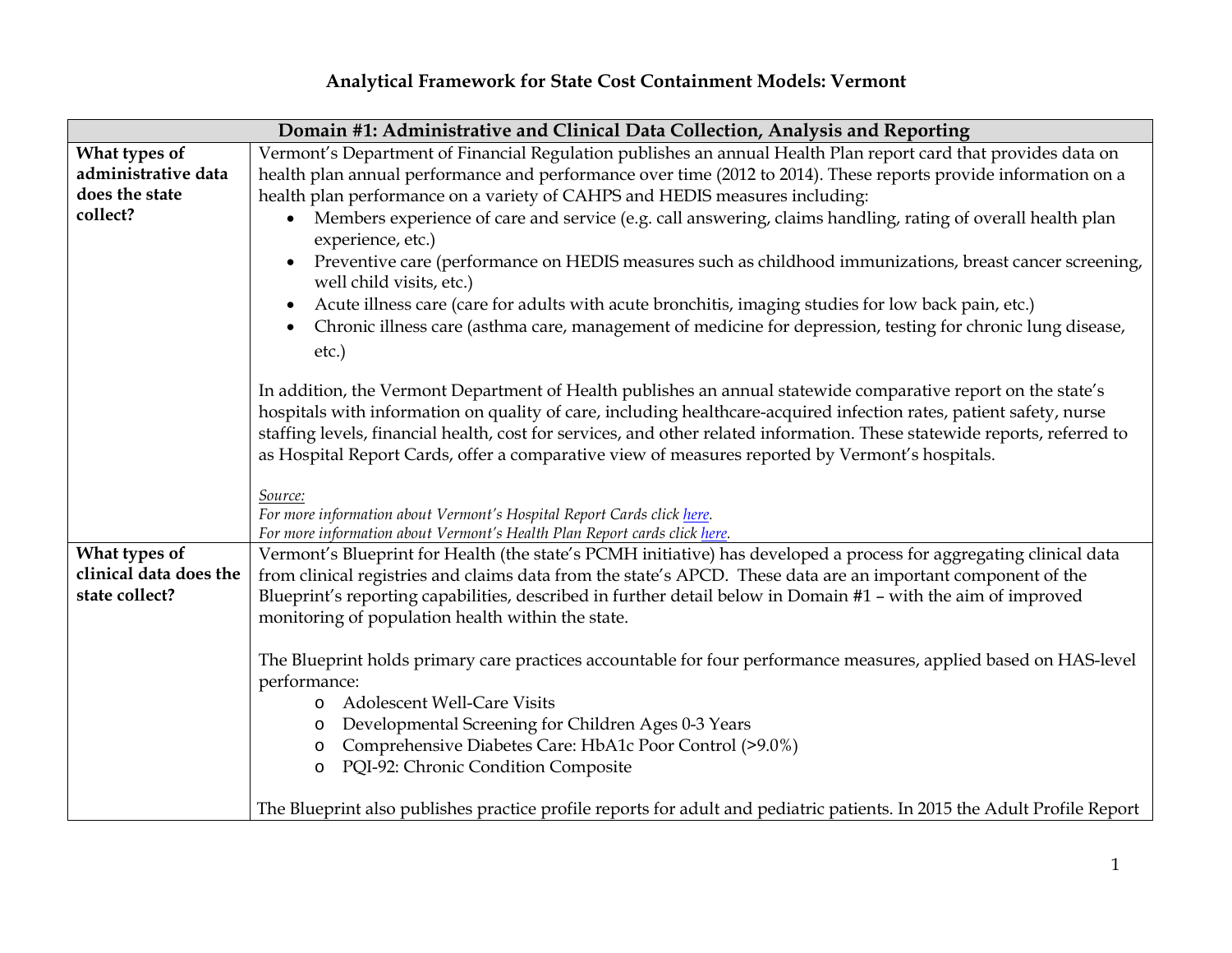# Analytical Framework for State Cost Containment Models: Vermont

| Domain #1: Administrative and Clinical Data Collection, Analysis and Reporting | |
|---|---|
| **What types of administrative data does the state collect?** | Vermont's Department of Financial Regulation publishes an annual Health Plan report card that provides data on health plan annual performance and performance over time (2012 to 2014). These reports provide information on a health plan performance on a variety of CAHPS and HEDIS measures including:<br>• Members experience of care and service (e.g. call answering, claims handling, rating of overall health plan experience, etc.)<br>• Preventive care (performance on HEDIS measures such as childhood immunizations, breast cancer screening, well child visits, etc.)<br>• Acute illness care (care for adults with acute bronchitis, imaging studies for low back pain, etc.)<br>• Chronic illness care (asthma care, management of medicine for depression, testing for chronic lung disease, etc.)<br><br>In addition, the Vermont Department of Health publishes an annual statewide comparative report on the state's hospitals with information on quality of care, including healthcare-acquired infection rates, patient safety, nurse staffing levels, financial health, cost for services, and other related information. These statewide reports, referred to as Hospital Report Cards, offer a comparative view of measures reported by Vermont's hospitals.<br><br>*Source:*<br>*For more information about Vermont's Hospital Report Cards click here.*<br>*For more information about Vermont's Health Plan Report cards click here.* |
| **What types of clinical data does the state collect?** | Vermont's Blueprint for Health (the state's PCMH initiative) has developed a process for aggregating clinical data from clinical registries and claims data from the state's APCD. These data are an important component of the Blueprint's reporting capabilities, described in further detail below in Domain #1 – with the aim of improved monitoring of population health within the state.<br><br>The Blueprint holds primary care practices accountable for four performance measures, applied based on HAS-level performance:<br>o Adolescent Well-Care Visits<br>o Developmental Screening for Children Ages 0-3 Years<br>o Comprehensive Diabetes Care: HbA1c Poor Control (>9.0%)<br>o PQI-92: Chronic Condition Composite<br><br>The Blueprint also publishes practice profile reports for adult and pediatric patients. In 2015 the Adult Profile Report |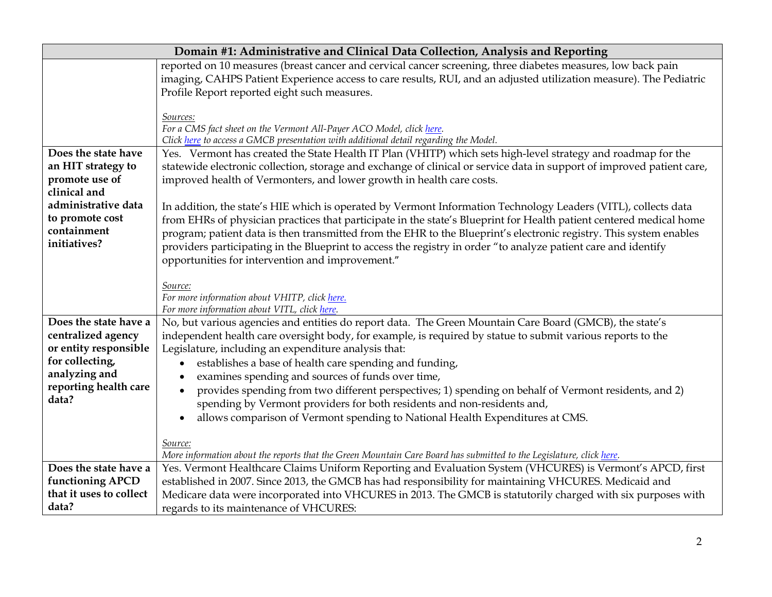| Domain #1: Administrative and Clinical Data Collection, Analysis and Reporting | |
|---|---|
| | reported on 10 measures (breast cancer and cervical cancer screening, three diabetes measures, low back pain imaging, CAHPS Patient Experience access to care results, RUI, and an adjusted utilization measure). The Pediatric Profile Report reported eight such measures.<br><br>*Sources:*<br>*For a CMS fact sheet on the Vermont All-Payer ACO Model, click here.*<br>*Click here to access a GMCB presentation with additional detail regarding the Model.* |
| **Does the state have an HIT strategy to promote use of clinical and administrative data to promote cost containment initiatives?** | Yes. Vermont has created the State Health IT Plan (VHITP) which sets high-level strategy and roadmap for the statewide electronic collection, storage and exchange of clinical or service data in support of improved patient care, improved health of Vermonters, and lower growth in health care costs.<br><br>In addition, the state's HIE which is operated by Vermont Information Technology Leaders (VITL), collects data from EHRs of physician practices that participate in the state's Blueprint for Health patient centered medical home program; patient data is then transmitted from the EHR to the Blueprint's electronic registry. This system enables providers participating in the Blueprint to access the registry in order "to analyze patient care and identify opportunities for intervention and improvement."<br><br>*Source:*<br>*For more information about VHITP, click here.*<br>*For more information about VITL, click here.* |
| **Does the state have a centralized agency or entity responsible for collecting, analyzing and reporting health care data?** | No, but various agencies and entities do report data. The Green Mountain Care Board (GMCB), the state's independent health care oversight body, for example, is required by statue to submit various reports to the Legislature, including an expenditure analysis that:<br>• establishes a base of health care spending and funding,<br>• examines spending and sources of funds over time,<br>• provides spending from two different perspectives; 1) spending on behalf of Vermont residents, and 2) spending by Vermont providers for both residents and non-residents and,<br>• allows comparison of Vermont spending to National Health Expenditures at CMS.<br><br>*Source:*<br>*More information about the reports that the Green Mountain Care Board has submitted to the Legislature, click here.* |
| **Does the state have a functioning APCD that it uses to collect data?** | Yes. Vermont Healthcare Claims Uniform Reporting and Evaluation System (VHCURES) is Vermont's APCD, first established in 2007. Since 2013, the GMCB has had responsibility for maintaining VHCURES. Medicaid and Medicare data were incorporated into VHCURES in 2013. The GMCB is statutorily charged with six purposes with regards to its maintenance of VHCURES: |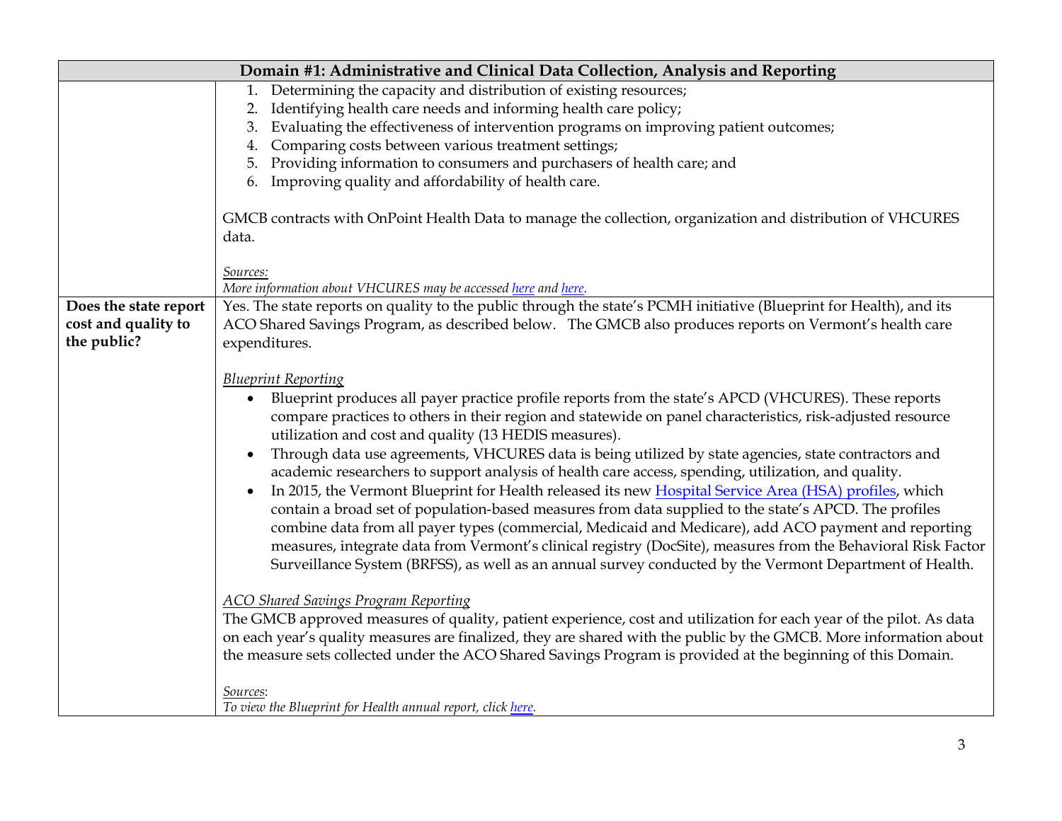| Domain #1: Administrative and Clinical Data Collection, Analysis and Reporting | |
|---|---|
| | 1. Determining the capacity and distribution of existing resources;<br>2. Identifying health care needs and informing health care policy;<br>3. Evaluating the effectiveness of intervention programs on improving patient outcomes;<br>4. Comparing costs between various treatment settings;<br>5. Providing information to consumers and purchasers of health care; and<br>6. Improving quality and affordability of health care.<br><br>GMCB contracts with OnPoint Health Data to manage the collection, organization and distribution of VHCURES data.<br><br>*Sources:*<br>*More information about VHCURES may be accessed here and here.* |
| **Does the state report cost and quality to the public?** | Yes. The state reports on quality to the public through the state's PCMH initiative (Blueprint for Health), and its ACO Shared Savings Program, as described below. The GMCB also produces reports on Vermont's health care expenditures.<br><br>*Blueprint Reporting*<br>• Blueprint produces all payer practice profile reports from the state's APCD (VHCURES). These reports compare practices to others in their region and statewide on panel characteristics, risk-adjusted resource utilization and cost and quality (13 HEDIS measures).<br>• Through data use agreements, VHCURES data is being utilized by state agencies, state contractors and academic researchers to support analysis of health care access, spending, utilization, and quality.<br>• In 2015, the Vermont Blueprint for Health released its new Hospital Service Area (HSA) profiles, which contain a broad set of population-based measures from data supplied to the state's APCD. The profiles combine data from all payer types (commercial, Medicaid and Medicare), add ACO payment and reporting measures, integrate data from Vermont's clinical registry (DocSite), measures from the Behavioral Risk Factor Surveillance System (BRFSS), as well as an annual survey conducted by the Vermont Department of Health.<br><br>*ACO Shared Savings Program Reporting*<br>The GMCB approved measures of quality, patient experience, cost and utilization for each year of the pilot. As data on each year's quality measures are finalized, they are shared with the public by the GMCB. More information about the measure sets collected under the ACO Shared Savings Program is provided at the beginning of this Domain.<br><br>*Sources:*<br>*To view the Blueprint for Health annual report, click here.* |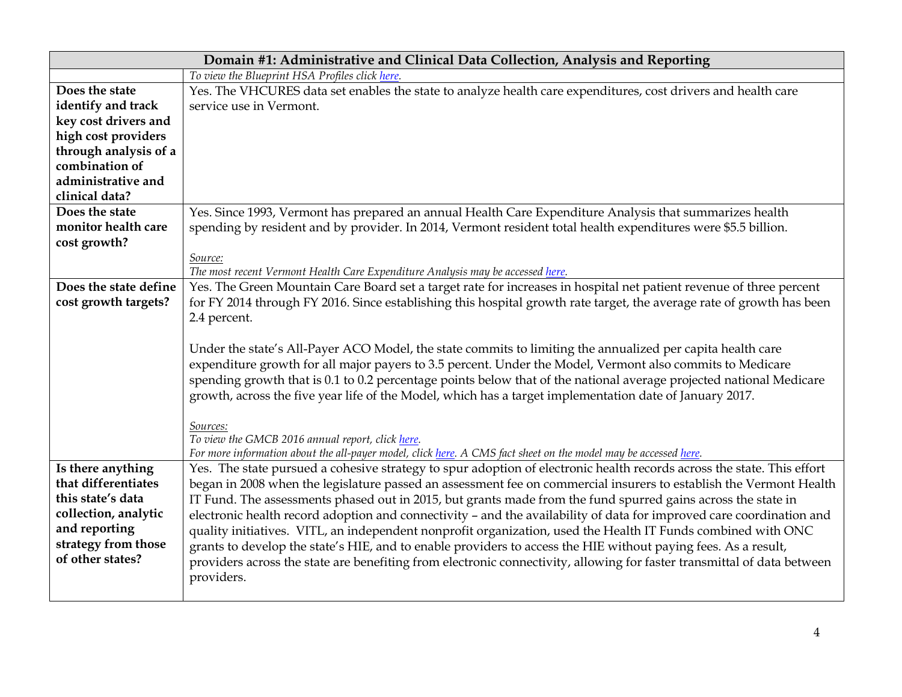| Domain #1: Administrative and Clinical Data Collection, Analysis and Reporting | |
|---|---|
| | *To view the Blueprint HSA Profiles click here.* |
| **Does the state identify and track key cost drivers and high cost providers through analysis of a combination of administrative and clinical data?** | Yes. The VHCURES data set enables the state to analyze health care expenditures, cost drivers and health care service use in Vermont. |
| **Does the state monitor health care cost growth?** | Yes. Since 1993, Vermont has prepared an annual Health Care Expenditure Analysis that summarizes health spending by resident and by provider. In 2014, Vermont resident total health expenditures were $5.5 billion.<br><br>*Source:*<br>*The most recent Vermont Health Care Expenditure Analysis may be accessed here.* |
| **Does the state define cost growth targets?** | Yes. The Green Mountain Care Board set a target rate for increases in hospital net patient revenue of three percent for FY 2014 through FY 2016. Since establishing this hospital growth rate target, the average rate of growth has been 2.4 percent.<br><br>Under the state's All-Payer ACO Model, the state commits to limiting the annualized per capita health care expenditure growth for all major payers to 3.5 percent. Under the Model, Vermont also commits to Medicare spending growth that is 0.1 to 0.2 percentage points below that of the national average projected national Medicare growth, across the five year life of the Model, which has a target implementation date of January 2017.<br><br>*Sources:*<br>*To view the GMCB 2016 annual report, click here.*<br>*For more information about the all-payer model, click here. A CMS fact sheet on the model may be accessed here.* |
| **Is there anything that differentiates this state's data collection, analytic and reporting strategy from those of other states?** | Yes. The state pursued a cohesive strategy to spur adoption of electronic health records across the state. This effort began in 2008 when the legislature passed an assessment fee on commercial insurers to establish the Vermont Health IT Fund. The assessments phased out in 2015, but grants made from the fund spurred gains across the state in electronic health record adoption and connectivity – and the availability of data for improved care coordination and quality initiatives. VITL, an independent nonprofit organization, used the Health IT Funds combined with ONC grants to develop the state's HIE, and to enable providers to access the HIE without paying fees. As a result, providers across the state are benefiting from electronic connectivity, allowing for faster transmittal of data between providers. |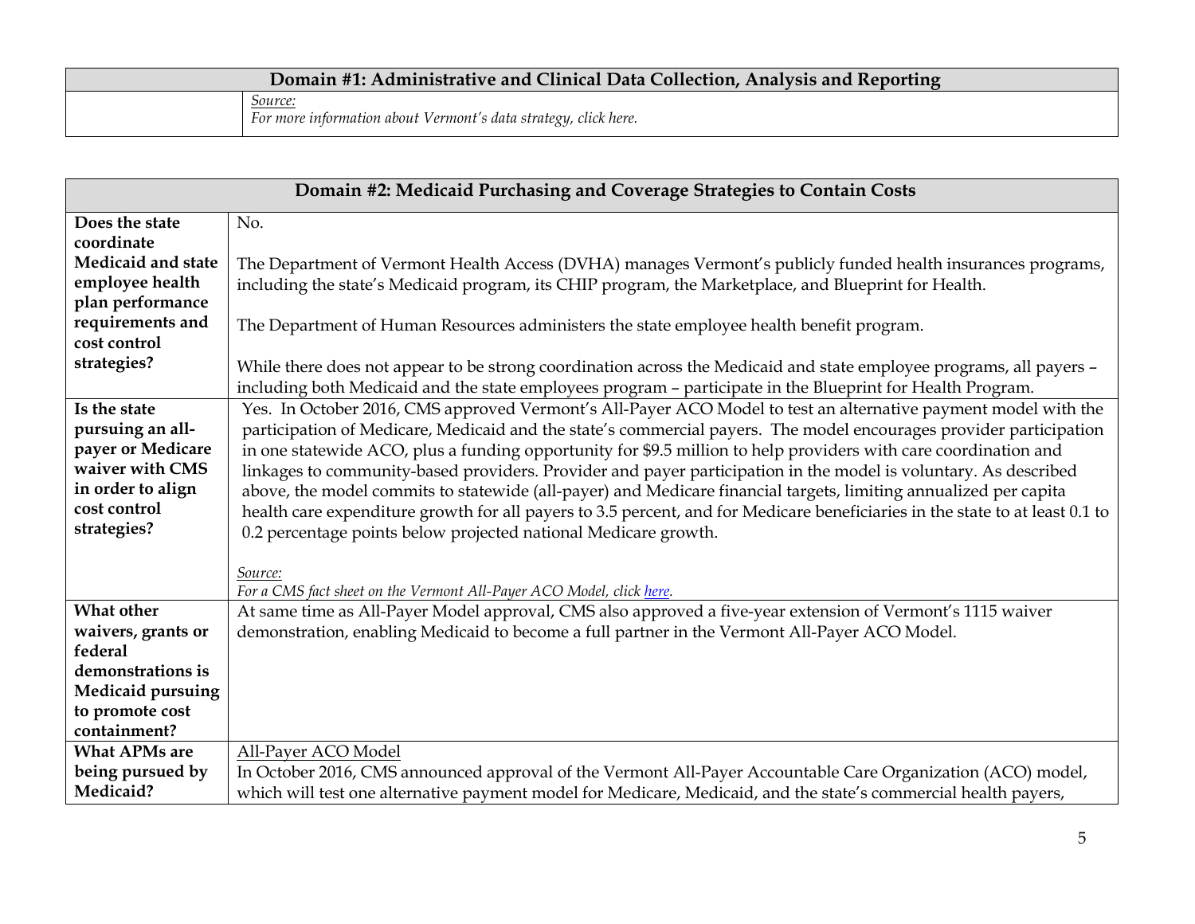| Domain #1: Administrative and Clinical Data Collection, Analysis and Reporting | |
|---|---|
| | *Source:*<br>*For more information about Vermont's data strategy, click here.* |

| Domain #2: Medicaid Purchasing and Coverage Strategies to Contain Costs | |
|---|---|
| **Does the state coordinate Medicaid and state employee health plan performance requirements and cost control strategies?** | No.<br><br>The Department of Vermont Health Access (DVHA) manages Vermont's publicly funded health insurances programs, including the state's Medicaid program, its CHIP program, the Marketplace, and Blueprint for Health.<br><br>The Department of Human Resources administers the state employee health benefit program.<br><br>While there does not appear to be strong coordination across the Medicaid and state employee programs, all payers – including both Medicaid and the state employees program – participate in the Blueprint for Health Program. |
| **Is the state pursuing an all-payer or Medicare waiver with CMS in order to align cost control strategies?** | Yes. In October 2016, CMS approved Vermont's All-Payer ACO Model to test an alternative payment model with the participation of Medicare, Medicaid and the state's commercial payers. The model encourages provider participation in one statewide ACO, plus a funding opportunity for $9.5 million to help providers with care coordination and linkages to community-based providers. Provider and payer participation in the model is voluntary. As described above, the model commits to statewide (all-payer) and Medicare financial targets, limiting annualized per capita health care expenditure growth for all payers to 3.5 percent, and for Medicare beneficiaries in the state to at least 0.1 to 0.2 percentage points below projected national Medicare growth.<br><br>*Source:*<br>*For a CMS fact sheet on the Vermont All-Payer ACO Model, click here.* |
| **What other waivers, grants or federal demonstrations is Medicaid pursuing to promote cost containment?** | At same time as All-Payer Model approval, CMS also approved a five-year extension of Vermont's 1115 waiver demonstration, enabling Medicaid to become a full partner in the Vermont All-Payer ACO Model. |
| **What APMs are being pursued by Medicaid?** | All-Payer ACO Model<br>In October 2016, CMS announced approval of the Vermont All-Payer Accountable Care Organization (ACO) model, which will test one alternative payment model for Medicare, Medicaid, and the state's commercial health payers, |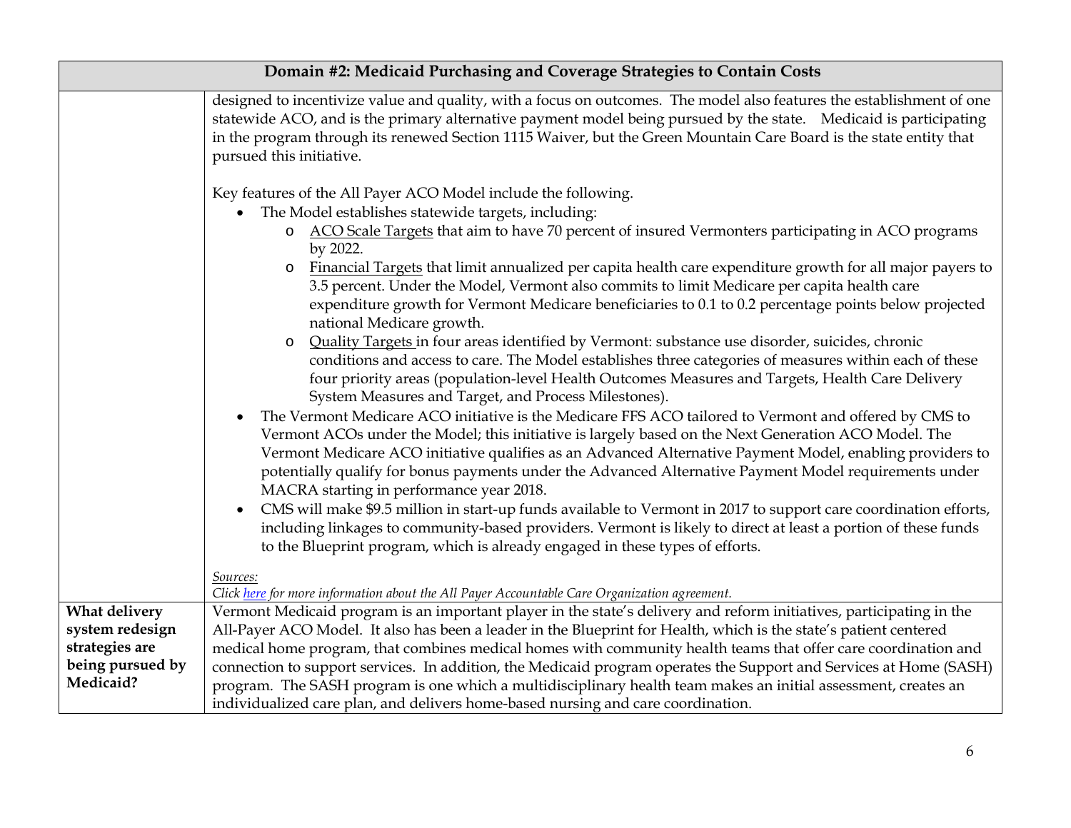| Domain #2: Medicaid Purchasing and Coverage Strategies to Contain Costs | |
|---|---|
| | designed to incentivize value and quality, with a focus on outcomes. The model also features the establishment of one statewide ACO, and is the primary alternative payment model being pursued by the state. Medicaid is participating in the program through its renewed Section 1115 Waiver, but the Green Mountain Care Board is the state entity that pursued this initiative.<br><br>Key features of the All Payer ACO Model include the following.<br>• The Model establishes statewide targets, including:<br>  o <u>ACO Scale Targets</u> that aim to have 70 percent of insured Vermonters participating in ACO programs by 2022.<br>  o <u>Financial Targets</u> that limit annualized per capita health care expenditure growth for all major payers to 3.5 percent. Under the Model, Vermont also commits to limit Medicare per capita health care expenditure growth for Vermont Medicare beneficiaries to 0.1 to 0.2 percentage points below projected national Medicare growth.<br>  o <u>Quality Targets</u> in four areas identified by Vermont: substance use disorder, suicides, chronic conditions and access to care. The Model establishes three categories of measures within each of these four priority areas (population-level Health Outcomes Measures and Targets, Health Care Delivery System Measures and Target, and Process Milestones).<br>• The Vermont Medicare ACO initiative is the Medicare FFS ACO tailored to Vermont and offered by CMS to Vermont ACOs under the Model; this initiative is largely based on the Next Generation ACO Model. The Vermont Medicare ACO initiative qualifies as an Advanced Alternative Payment Model, enabling providers to potentially qualify for bonus payments under the Advanced Alternative Payment Model requirements under MACRA starting in performance year 2018.<br>• CMS will make $9.5 million in start-up funds available to Vermont in 2017 to support care coordination efforts, including linkages to community-based providers. Vermont is likely to direct at least a portion of these funds to the Blueprint program, which is already engaged in these types of efforts.<br><br>*<u>Sources:</u>*<br>*Click <u>here</u> for more information about the All Payer Accountable Care Organization agreement.* |
| **What delivery system redesign strategies are being pursued by Medicaid?** | Vermont Medicaid program is an important player in the state's delivery and reform initiatives, participating in the All-Payer ACO Model. It also has been a leader in the Blueprint for Health, which is the state's patient centered medical home program, that combines medical homes with community health teams that offer care coordination and connection to support services. In addition, the Medicaid program operates the Support and Services at Home (SASH) program. The SASH program is one which a multidisciplinary health team makes an initial assessment, creates an individualized care plan, and delivers home-based nursing and care coordination. |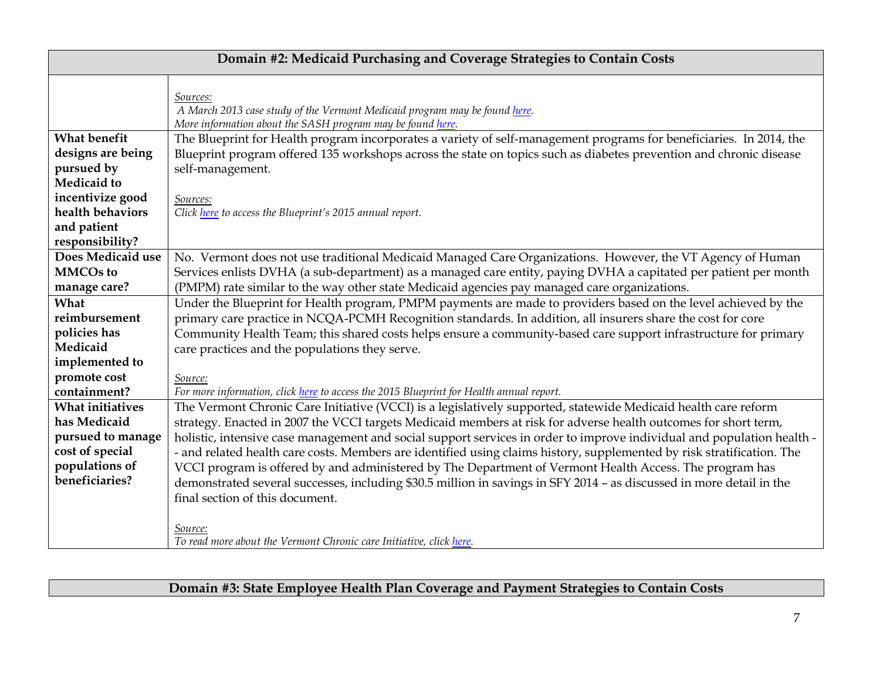| Domain #2: Medicaid Purchasing and Coverage Strategies to Contain Costs | |
|---|---|
| | *Sources:*<br>*A March 2013 case study of the Vermont Medicaid program may be found [here](#).*<br>*More information about the SASH program may be found [here](#).* |
| **What benefit designs are being pursued by Medicaid to incentivize good health behaviors and patient responsibility?** | The Blueprint for Health program incorporates a variety of self-management programs for beneficiaries. In 2014, the Blueprint program offered 135 workshops across the state on topics such as diabetes prevention and chronic disease self-management.<br><br>*Sources:*<br>*Click [here](#) to access the Blueprint's 2015 annual report.* |
| **Does Medicaid use MMCOs to manage care?** | No. Vermont does not use traditional Medicaid Managed Care Organizations. However, the VT Agency of Human Services enlists DVHA (a sub-department) as a managed care entity, paying DVHA a capitated per patient per month (PMPM) rate similar to the way other state Medicaid agencies pay managed care organizations. |
| **What reimbursement policies has Medicaid implemented to promote cost containment?** | Under the Blueprint for Health program, PMPM payments are made to providers based on the level achieved by the primary care practice in NCQA-PCMH Recognition standards. In addition, all insurers share the cost for core Community Health Team; this shared costs helps ensure a community-based care support infrastructure for primary care practices and the populations they serve.<br><br>*Source:*<br>*For more information, click [here](#) to access the 2015 Blueprint for Health annual report.* |
| **What initiatives has Medicaid pursued to manage cost of special populations of beneficiaries?** | The Vermont Chronic Care Initiative (VCCI) is a legislatively supported, statewide Medicaid health care reform strategy. Enacted in 2007 the VCCI targets Medicaid members at risk for adverse health outcomes for short term, holistic, intensive case management and social support services in order to improve individual and population health -- and related health care costs. Members are identified using claims history, supplemented by risk stratification. The VCCI program is offered by and administered by The Department of Vermont Health Access. The program has demonstrated several successes, including $30.5 million in savings in SFY 2014 – as discussed in more detail in the final section of this document.<br><br>*Source:*<br>*To read more about the Vermont Chronic care Initiative, click [here](#).* |

| Domain #3: State Employee Health Plan Coverage and Payment Strategies to Contain Costs |
|---|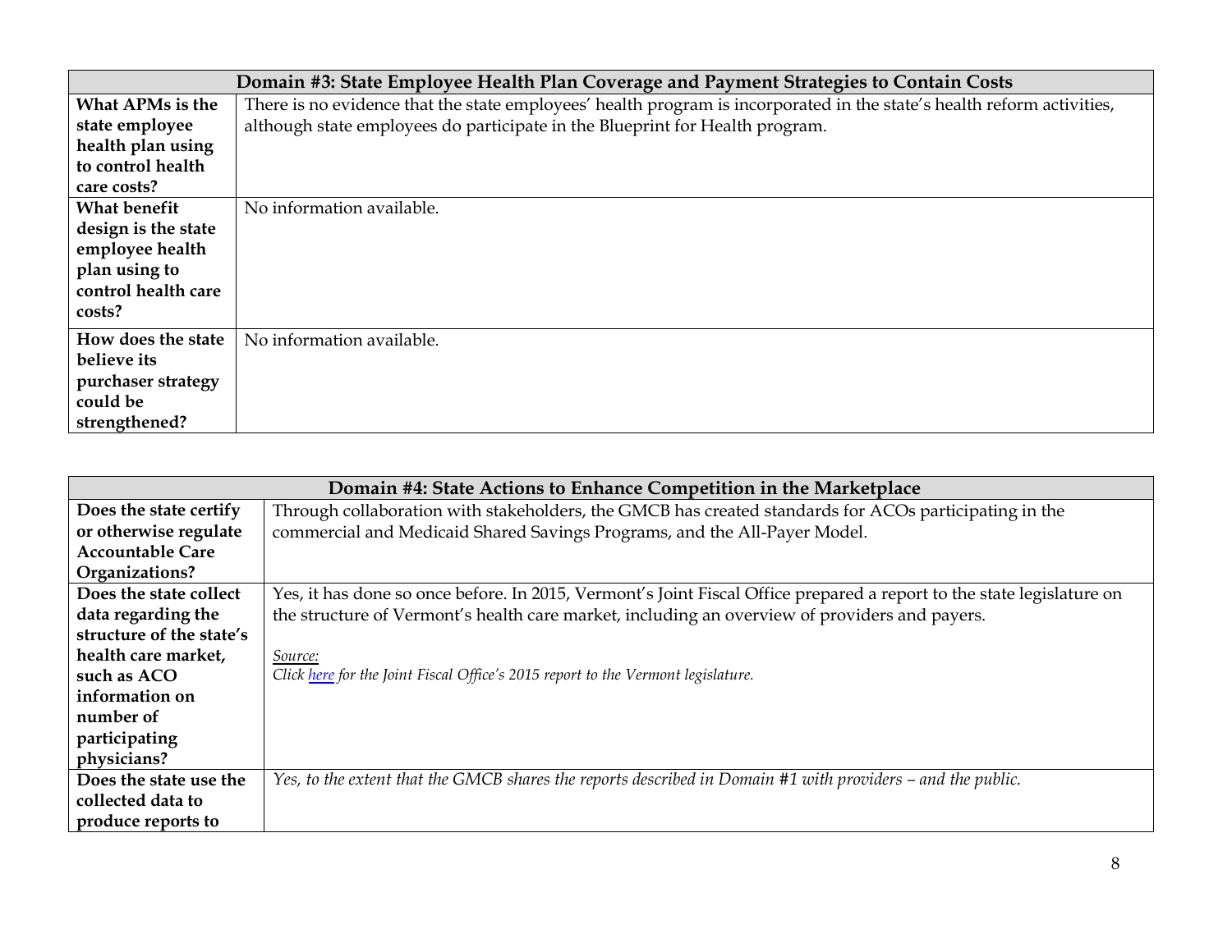| Domain #3: State Employee Health Plan Coverage and Payment Strategies to Contain Costs | |
|---|---|
| **What APMs is the state employee health plan using to control health care costs?** | There is no evidence that the state employees' health program is incorporated in the state's health reform activities, although state employees do participate in the Blueprint for Health program. |
| **What benefit design is the state employee health plan using to control health care costs?** | No information available. |
| **How does the state believe its purchaser strategy could be strengthened?** | No information available. |

| Domain #4: State Actions to Enhance Competition in the Marketplace | |
|---|---|
| **Does the state certify or otherwise regulate Accountable Care Organizations?** | Through collaboration with stakeholders, the GMCB has created standards for ACOs participating in the commercial and Medicaid Shared Savings Programs, and the All-Payer Model. |
| **Does the state collect data regarding the structure of the state's health care market, such as ACO information on number of participating physicians?** | Yes, it has done so once before. In 2015, Vermont's Joint Fiscal Office prepared a report to the state legislature on the structure of Vermont's health care market, including an overview of providers and payers.<br><br>*Source:*<br>*Click here for the Joint Fiscal Office's 2015 report to the Vermont legislature.* |
| **Does the state use the collected data to produce reports to** | *Yes, to the extent that the GMCB shares the reports described in Domain #1 with providers – and the public.* |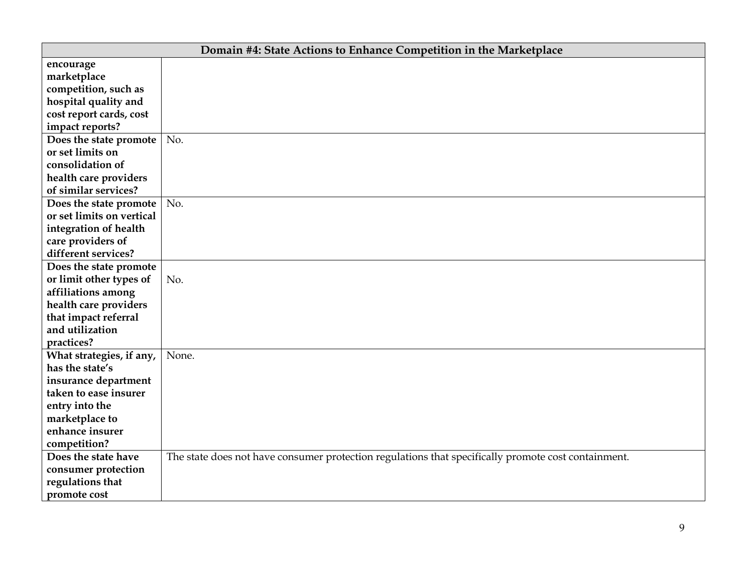| Domain #4: State Actions to Enhance Competition in the Marketplace | |
|---|---|
| **encourage marketplace competition, such as hospital quality and cost report cards, cost impact reports?** | |
| **Does the state promote or set limits on consolidation of health care providers of similar services?** | No. |
| **Does the state promote or set limits on vertical integration of health care providers of different services?** | No. |
| **Does the state promote or limit other types of affiliations among health care providers that impact referral and utilization practices?** | No. |
| **What strategies, if any, has the state's insurance department taken to ease insurer entry into the marketplace to enhance insurer competition?** | None. |
| **Does the state have consumer protection regulations that promote cost** | The state does not have consumer protection regulations that specifically promote cost containment. |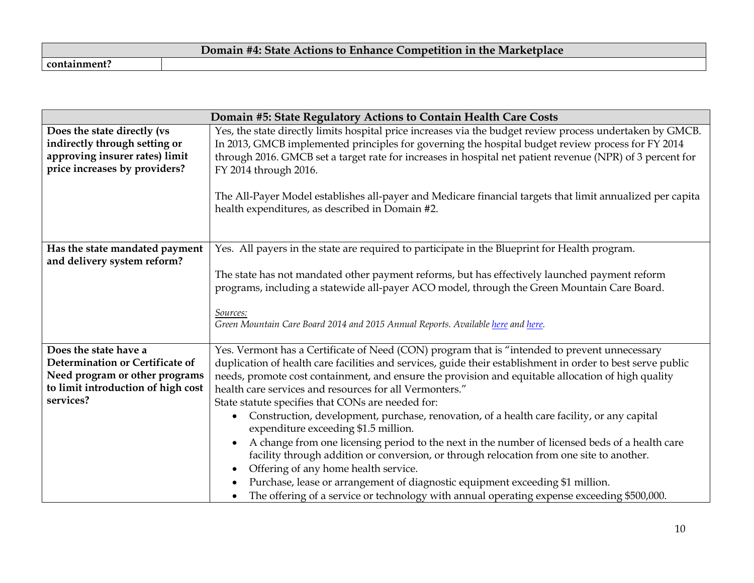| Domain #4: State Actions to Enhance Competition in the Marketplace | |
|---|---|
| **containment?** | |

| Domain #5: State Regulatory Actions to Contain Health Care Costs | |
|---|---|
| **Does the state directly (vs indirectly through setting or approving insurer rates) limit price increases by providers?** | Yes, the state directly limits hospital price increases via the budget review process undertaken by GMCB. In 2013, GMCB implemented principles for governing the hospital budget review process for FY 2014 through 2016. GMCB set a target rate for increases in hospital net patient revenue (NPR) of 3 percent for FY 2014 through 2016.<br><br>The All-Payer Model establishes all-payer and Medicare financial targets that limit annualized per capita health expenditures, as described in Domain #2. |
| **Has the state mandated payment and delivery system reform?** | Yes. All payers in the state are required to participate in the Blueprint for Health program.<br><br>The state has not mandated other payment reforms, but has effectively launched payment reform programs, including a statewide all-payer ACO model, through the Green Mountain Care Board.<br><br>*Sources:*<br>*Green Mountain Care Board 2014 and 2015 Annual Reports. Available here and here.* |
| **Does the state have a Determination or Certificate of Need program or other programs to limit introduction of high cost services?** | Yes. Vermont has a Certificate of Need (CON) program that is "intended to prevent unnecessary duplication of health care facilities and services, guide their establishment in order to best serve public needs, promote cost containment, and ensure the provision and equitable allocation of high quality health care services and resources for all Vermonters."<br>State statute specifies that CONs are needed for:<br>• Construction, development, purchase, renovation, of a health care facility, or any capital expenditure exceeding $1.5 million.<br>• A change from one licensing period to the next in the number of licensed beds of a health care facility through addition or conversion, or through relocation from one site to another.<br>• Offering of any home health service.<br>• Purchase, lease or arrangement of diagnostic equipment exceeding $1 million.<br>• The offering of a service or technology with annual operating expense exceeding $500,000. |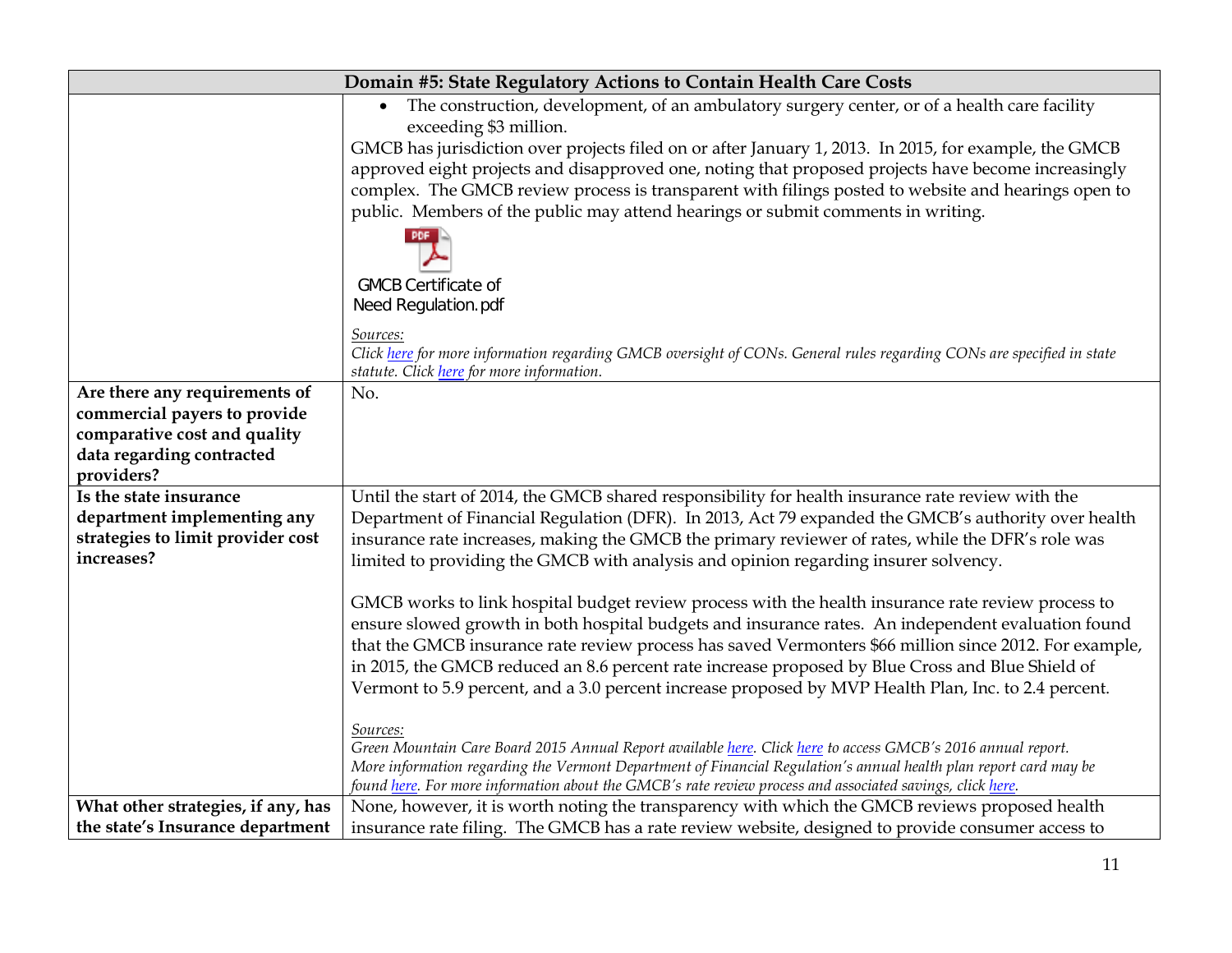| Domain #5: State Regulatory Actions to Contain Health Care Costs | |
|---|---|
| | • The construction, development, of an ambulatory surgery center, or of a health care facility exceeding $3 million.<br>GMCB has jurisdiction over projects filed on or after January 1, 2013. In 2015, for example, the GMCB approved eight projects and disapproved one, noting that proposed projects have become increasingly complex. The GMCB review process is transparent with filings posted to website and hearings open to public. Members of the public may attend hearings or submit comments in writing.<br>GMCB Certificate of Need Regulation.pdf<br>*Sources:*<br>*Click here for more information regarding GMCB oversight of CONs. General rules regarding CONs are specified in state statute. Click here for more information.* |
| **Are there any requirements of commercial payers to provide comparative cost and quality data regarding contracted providers?** | No. |
| **Is the state insurance department implementing any strategies to limit provider cost increases?** | Until the start of 2014, the GMCB shared responsibility for health insurance rate review with the Department of Financial Regulation (DFR). In 2013, Act 79 expanded the GMCB's authority over health insurance rate increases, making the GMCB the primary reviewer of rates, while the DFR's role was limited to providing the GMCB with analysis and opinion regarding insurer solvency.<br><br>GMCB works to link hospital budget review process with the health insurance rate review process to ensure slowed growth in both hospital budgets and insurance rates. An independent evaluation found that the GMCB insurance rate review process has saved Vermonters $66 million since 2012. For example, in 2015, the GMCB reduced an 8.6 percent rate increase proposed by Blue Cross and Blue Shield of Vermont to 5.9 percent, and a 3.0 percent increase proposed by MVP Health Plan, Inc. to 2.4 percent.<br><br>*Sources:*<br>*Green Mountain Care Board 2015 Annual Report available here. Click here to access GMCB's 2016 annual report. More information regarding the Vermont Department of Financial Regulation's annual health plan report card may be found here. For more information about the GMCB's rate review process and associated savings, click here.* |
| **What other strategies, if any, has the state's Insurance department** | None, however, it is worth noting the transparency with which the GMCB reviews proposed health insurance rate filing. The GMCB has a rate review website, designed to provide consumer access to |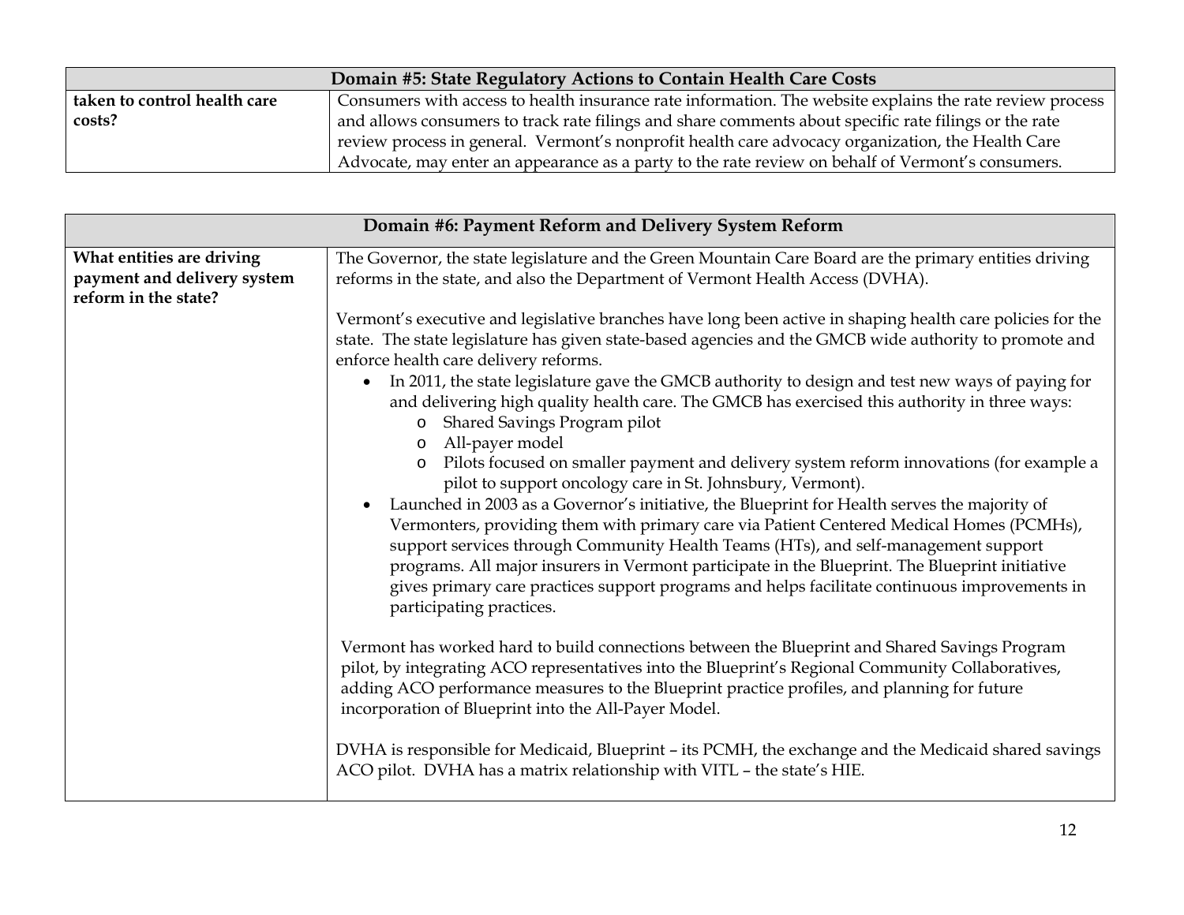| Domain #5: State Regulatory Actions to Contain Health Care Costs | |
|---|---|
| **taken to control health care costs?** | Consumers with access to health insurance rate information. The website explains the rate review process and allows consumers to track rate filings and share comments about specific rate filings or the rate review process in general. Vermont's nonprofit health care advocacy organization, the Health Care Advocate, may enter an appearance as a party to the rate review on behalf of Vermont's consumers. |

| Domain #6: Payment Reform and Delivery System Reform | |
|---|---|
| **What entities are driving payment and delivery system reform in the state?** | The Governor, the state legislature and the Green Mountain Care Board are the primary entities driving reforms in the state, and also the Department of Vermont Health Access (DVHA).<br><br>Vermont's executive and legislative branches have long been active in shaping health care policies for the state. The state legislature has given state-based agencies and the GMCB wide authority to promote and enforce health care delivery reforms.<br>• In 2011, the state legislature gave the GMCB authority to design and test new ways of paying for and delivering high quality health care. The GMCB has exercised this authority in three ways:<br>&nbsp;&nbsp;&nbsp;&nbsp;o Shared Savings Program pilot<br>&nbsp;&nbsp;&nbsp;&nbsp;o All-payer model<br>&nbsp;&nbsp;&nbsp;&nbsp;o Pilots focused on smaller payment and delivery system reform innovations (for example a pilot to support oncology care in St. Johnsbury, Vermont).<br>• Launched in 2003 as a Governor's initiative, the Blueprint for Health serves the majority of Vermonters, providing them with primary care via Patient Centered Medical Homes (PCMHs), support services through Community Health Teams (HTs), and self-management support programs. All major insurers in Vermont participate in the Blueprint. The Blueprint initiative gives primary care practices support programs and helps facilitate continuous improvements in participating practices.<br><br>Vermont has worked hard to build connections between the Blueprint and Shared Savings Program pilot, by integrating ACO representatives into the Blueprint's Regional Community Collaboratives, adding ACO performance measures to the Blueprint practice profiles, and planning for future incorporation of Blueprint into the All-Payer Model.<br><br>DVHA is responsible for Medicaid, Blueprint – its PCMH, the exchange and the Medicaid shared savings ACO pilot. DVHA has a matrix relationship with VITL – the state's HIE. |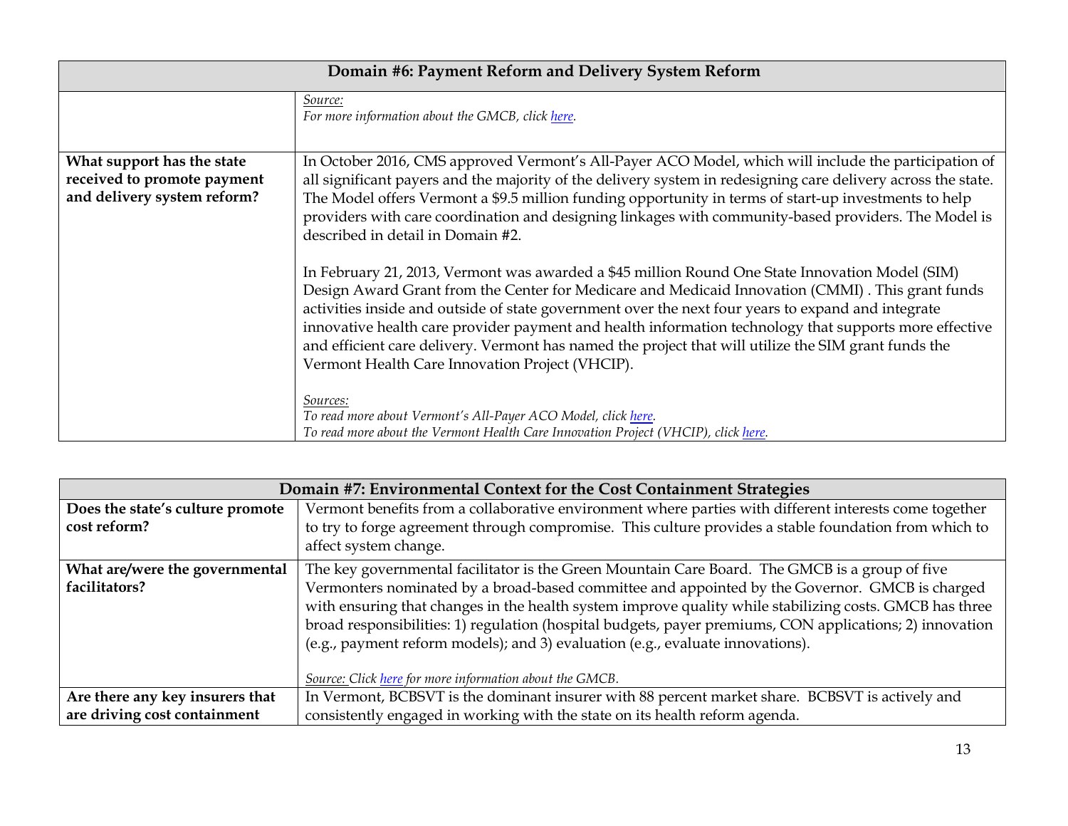| Domain #6: Payment Reform and Delivery System Reform | |
|---|---|
| | *Source:* *For more information about the GMCB, click here.* |
| **What support has the state received to promote payment and delivery system reform?** | In October 2016, CMS approved Vermont's All-Payer ACO Model, which will include the participation of all significant payers and the majority of the delivery system in redesigning care delivery across the state. The Model offers Vermont a $9.5 million funding opportunity in terms of start-up investments to help providers with care coordination and designing linkages with community-based providers. The Model is described in detail in Domain #2.<br><br>In February 21, 2013, Vermont was awarded a $45 million Round One State Innovation Model (SIM) Design Award Grant from the Center for Medicare and Medicaid Innovation (CMMI) . This grant funds activities inside and outside of state government over the next four years to expand and integrate innovative health care provider payment and health information technology that supports more effective and efficient care delivery. Vermont has named the project that will utilize the SIM grant funds the Vermont Health Care Innovation Project (VHCIP).<br><br>*Sources:*<br>*To read more about Vermont's All-Payer ACO Model, click here.*<br>*To read more about the Vermont Health Care Innovation Project (VHCIP), click here.* |

| Domain #7: Environmental Context for the Cost Containment Strategies | |
|---|---|
| **Does the state's culture promote cost reform?** | Vermont benefits from a collaborative environment where parties with different interests come together to try to forge agreement through compromise. This culture provides a stable foundation from which to affect system change. |
| **What are/were the governmental facilitators?** | The key governmental facilitator is the Green Mountain Care Board. The GMCB is a group of five Vermonters nominated by a broad-based committee and appointed by the Governor. GMCB is charged with ensuring that changes in the health system improve quality while stabilizing costs. GMCB has three broad responsibilities: 1) regulation (hospital budgets, payer premiums, CON applications; 2) innovation (e.g., payment reform models); and 3) evaluation (e.g., evaluate innovations).<br><br>*Source: Click here for more information about the GMCB.* |
| **Are there any key insurers that are driving cost containment** | In Vermont, BCBSVT is the dominant insurer with 88 percent market share. BCBSVT is actively and consistently engaged in working with the state on its health reform agenda. |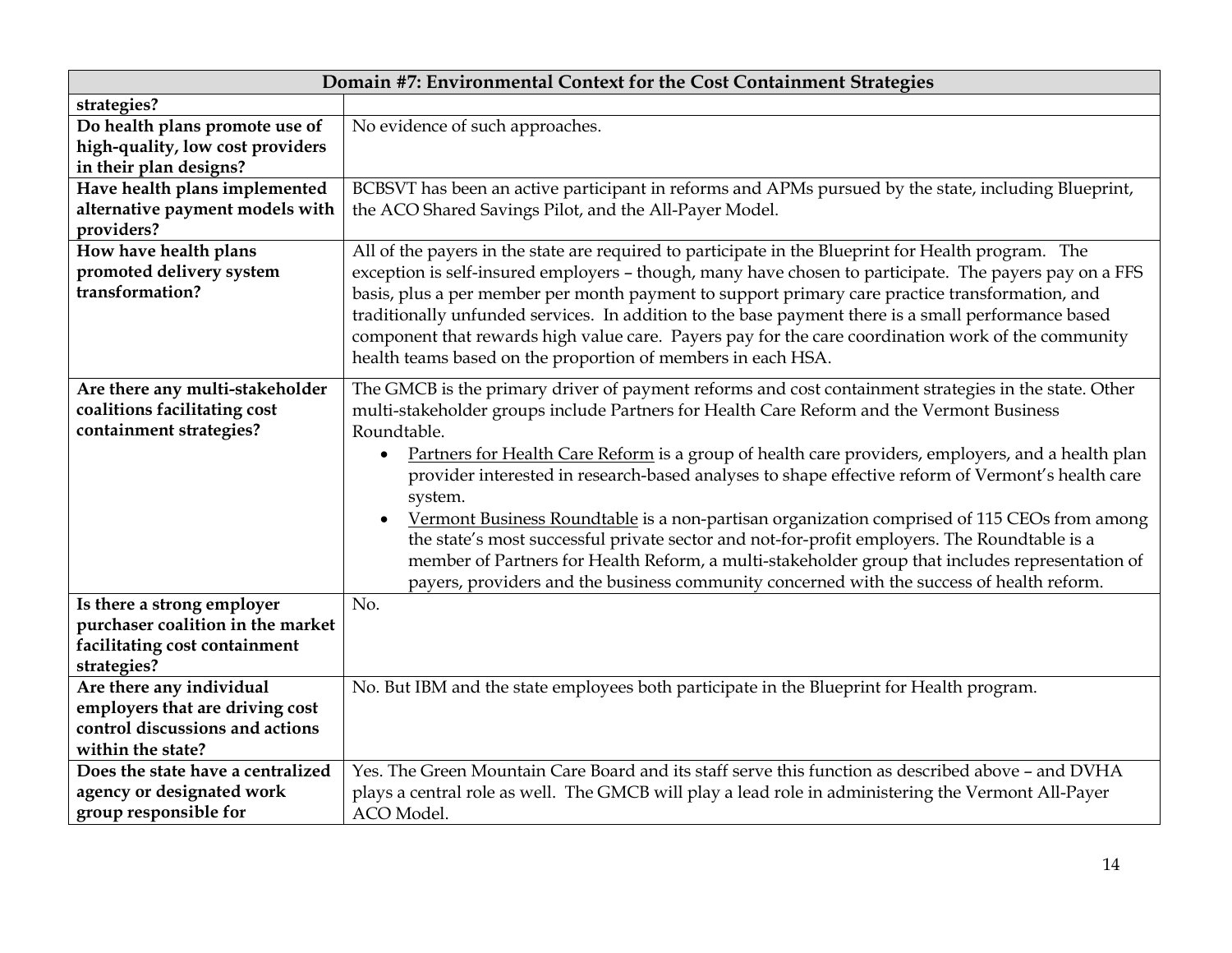| Domain #7: Environmental Context for the Cost Containment Strategies | |
|---|---|
| **strategies?** | |
| **Do health plans promote use of high-quality, low cost providers in their plan designs?** | No evidence of such approaches. |
| **Have health plans implemented alternative payment models with providers?** | BCBSVT has been an active participant in reforms and APMs pursued by the state, including Blueprint, the ACO Shared Savings Pilot, and the All-Payer Model. |
| **How have health plans promoted delivery system transformation?** | All of the payers in the state are required to participate in the Blueprint for Health program. The exception is self-insured employers – though, many have chosen to participate. The payers pay on a FFS basis, plus a per member per month payment to support primary care practice transformation, and traditionally unfunded services. In addition to the base payment there is a small performance based component that rewards high value care. Payers pay for the care coordination work of the community health teams based on the proportion of members in each HSA. |
| **Are there any multi-stakeholder coalitions facilitating cost containment strategies?** | The GMCB is the primary driver of payment reforms and cost containment strategies in the state. Other multi-stakeholder groups include Partners for Health Care Reform and the Vermont Business Roundtable. <br>• Partners for Health Care Reform is a group of health care providers, employers, and a health plan provider interested in research-based analyses to shape effective reform of Vermont's health care system. <br>• Vermont Business Roundtable is a non-partisan organization comprised of 115 CEOs from among the state's most successful private sector and not-for-profit employers. The Roundtable is a member of Partners for Health Reform, a multi-stakeholder group that includes representation of payers, providers and the business community concerned with the success of health reform. |
| **Is there a strong employer purchaser coalition in the market facilitating cost containment strategies?** | No. |
| **Are there any individual employers that are driving cost control discussions and actions within the state?** | No. But IBM and the state employees both participate in the Blueprint for Health program. |
| **Does the state have a centralized agency or designated work group responsible for** | Yes. The Green Mountain Care Board and its staff serve this function as described above – and DVHA plays a central role as well. The GMCB will play a lead role in administering the Vermont All-Payer ACO Model. |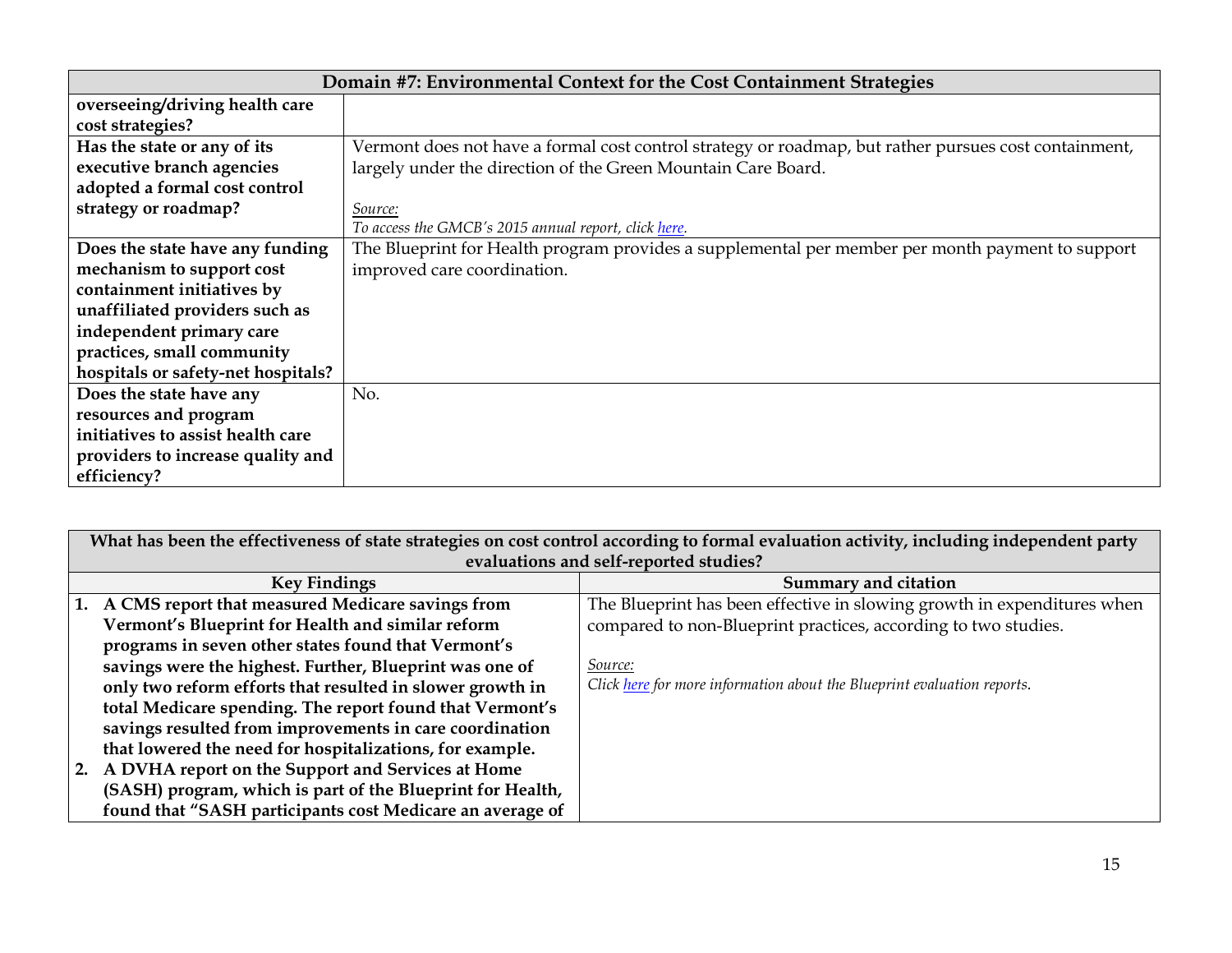| Domain #7: Environmental Context for the Cost Containment Strategies | |
|---|---|
| **overseeing/driving health care cost strategies?** | |
| **Has the state or any of its executive branch agencies adopted a formal cost control strategy or roadmap?** | Vermont does not have a formal cost control strategy or roadmap, but rather pursues cost containment, largely under the direction of the Green Mountain Care Board.<br><br>*Source:*<br>*To access the GMCB's 2015 annual report, click here.* |
| **Does the state have any funding mechanism to support cost containment initiatives by unaffiliated providers such as independent primary care practices, small community hospitals or safety-net hospitals?** | The Blueprint for Health program provides a supplemental per member per month payment to support improved care coordination. |
| **Does the state have any resources and program initiatives to assist health care providers to increase quality and efficiency?** | No. |

| What has been the effectiveness of state strategies on cost control according to formal evaluation activity, including independent party evaluations and self-reported studies? | |
|---|---|
| **Key Findings** | **Summary and citation** |
| **1. A CMS report that measured Medicare savings from Vermont's Blueprint for Health and similar reform programs in seven other states found that Vermont's savings were the highest. Further, Blueprint was one of only two reform efforts that resulted in slower growth in total Medicare spending. The report found that Vermont's savings resulted from improvements in care coordination that lowered the need for hospitalizations, for example.**<br>**2. A DVHA report on the Support and Services at Home (SASH) program, which is part of the Blueprint for Health, found that "SASH participants cost Medicare an average of** | The Blueprint has been effective in slowing growth in expenditures when compared to non-Blueprint practices, according to two studies.<br><br>*Source:*<br>*Click here for more information about the Blueprint evaluation reports.* |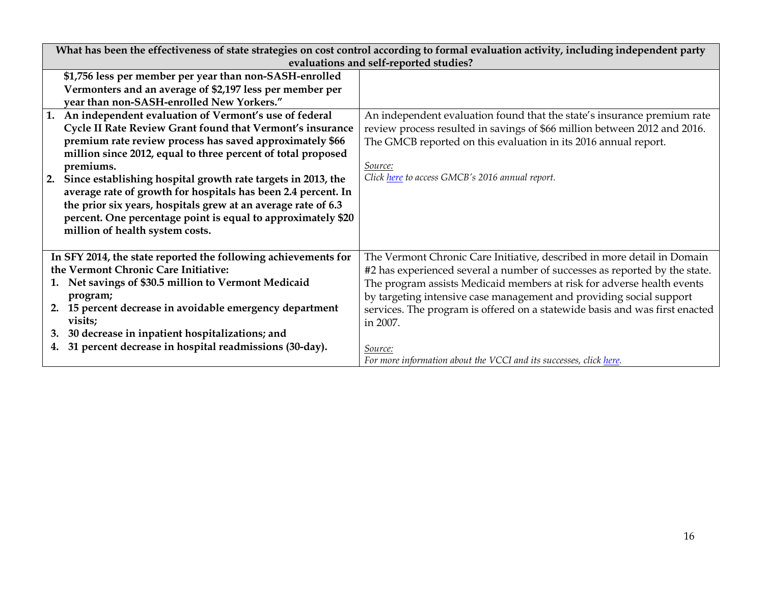| What has been the effectiveness of state strategies on cost control according to formal evaluation activity, including independent party evaluations and self-reported studies? | |
|---|---|
| **$1,756 less per member per year than non-SASH-enrolled Vermonters and an average of $2,197 less per member per year than non-SASH-enrolled New Yorkers."** | |
| **1. An independent evaluation of Vermont's use of federal Cycle II Rate Review Grant found that Vermont's insurance premium rate review process has saved approximately $66 million since 2012, equal to three percent of total proposed premiums.**<br>**2. Since establishing hospital growth rate targets in 2013, the average rate of growth for hospitals has been 2.4 percent. In the prior six years, hospitals grew at an average rate of 6.3 percent. One percentage point is equal to approximately $20 million of health system costs.** | An independent evaluation found that the state's insurance premium rate review process resulted in savings of $66 million between 2012 and 2016. The GMCB reported on this evaluation in its 2016 annual report.<br><br>*Source:*<br>*Click here to access GMCB's 2016 annual report.* |
| **In SFY 2014, the state reported the following achievements for the Vermont Chronic Care Initiative:**<br>**1. Net savings of $30.5 million to Vermont Medicaid program;**<br>**2. 15 percent decrease in avoidable emergency department visits;**<br>**3. 30 decrease in inpatient hospitalizations; and**<br>**4. 31 percent decrease in hospital readmissions (30-day).** | The Vermont Chronic Care Initiative, described in more detail in Domain #2 has experienced several a number of successes as reported by the state. The program assists Medicaid members at risk for adverse health events by targeting intensive case management and providing social support services. The program is offered on a statewide basis and was first enacted in 2007.<br><br>*Source:*<br>*For more information about the VCCI and its successes, click here.* |